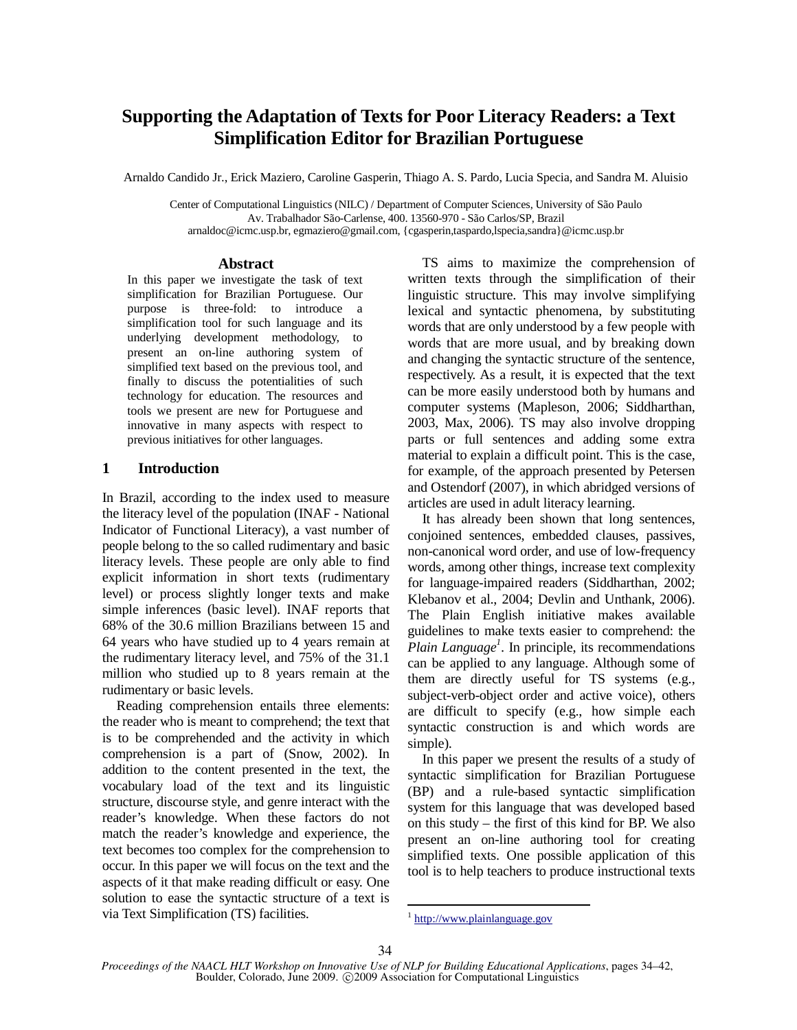# Supporting the Adaptation of Texts for Poor Literacy Readers: a Text Simplification Editor for Brazilian Portuguese

Arnaldo Candido Jr., Erick Maziero, Caroline Gasperin, Thiago A. S. Pardo, Lucia Specia, and Sandra M. Aluisio

Center of Computational Linguistics (NILC) / Department of Computer Sciences, University of São Paulo
Av. Trabalhador São-Carlense, 400. 13560-970 - São Carlos/SP, Brazil
arnaldoc@icmc.usp.br, egmaziero@gmail.com, {cgasperin,taspardo,lspecia,sandra}@icmc.usp.br

## Abstract

In this paper we investigate the task of text simplification for Brazilian Portuguese. Our purpose is three-fold: to introduce a simplification tool for such language and its underlying development methodology, to present an on-line authoring system of simplified text based on the previous tool, and finally to discuss the potentialities of such technology for education. The resources and tools we present are new for Portuguese and innovative in many aspects with respect to previous initiatives for other languages.

## 1 Introduction

In Brazil, according to the index used to measure the literacy level of the population (INAF - National Indicator of Functional Literacy), a vast number of people belong to the so called rudimentary and basic literacy levels. These people are only able to find explicit information in short texts (rudimentary level) or process slightly longer texts and make simple inferences (basic level). INAF reports that 68% of the 30.6 million Brazilians between 15 and 64 years who have studied up to 4 years remain at the rudimentary literacy level, and 75% of the 31.1 million who studied up to 8 years remain at the rudimentary or basic levels.

Reading comprehension entails three elements: the reader who is meant to comprehend; the text that is to be comprehended and the activity in which comprehension is a part of (Snow, 2002). In addition to the content presented in the text, the vocabulary load of the text and its linguistic structure, discourse style, and genre interact with the reader's knowledge. When these factors do not match the reader's knowledge and experience, the text becomes too complex for the comprehension to occur. In this paper we will focus on the text and the aspects of it that make reading difficult or easy. One solution to ease the syntactic structure of a text is via Text Simplification (TS) facilities.

TS aims to maximize the comprehension of written texts through the simplification of their linguistic structure. This may involve simplifying lexical and syntactic phenomena, by substituting words that are only understood by a few people with words that are more usual, and by breaking down and changing the syntactic structure of the sentence, respectively. As a result, it is expected that the text can be more easily understood both by humans and computer systems (Mapleson, 2006; Siddharthan, 2003, Max, 2006). TS may also involve dropping parts or full sentences and adding some extra material to explain a difficult point. This is the case, for example, of the approach presented by Petersen and Ostendorf (2007), in which abridged versions of articles are used in adult literacy learning.

It has already been shown that long sentences, conjoined sentences, embedded clauses, passives, non-canonical word order, and use of low-frequency words, among other things, increase text complexity for language-impaired readers (Siddharthan, 2002; Klebanov et al., 2004; Devlin and Unthank, 2006). The Plain English initiative makes available guidelines to make texts easier to comprehend: the *Plain Language*[1]. In principle, its recommendations can be applied to any language. Although some of them are directly useful for TS systems (e.g., subject-verb-object order and active voice), others are difficult to specify (e.g., how simple each syntactic construction is and which words are simple).

In this paper we present the results of a study of syntactic simplification for Brazilian Portuguese (BP) and a rule-based syntactic simplification system for this language that was developed based on this study – the first of this kind for BP. We also present an on-line authoring tool for creating simplified texts. One possible application of this tool is to help teachers to produce instructional texts

[1] http://www.plainlanguage.gov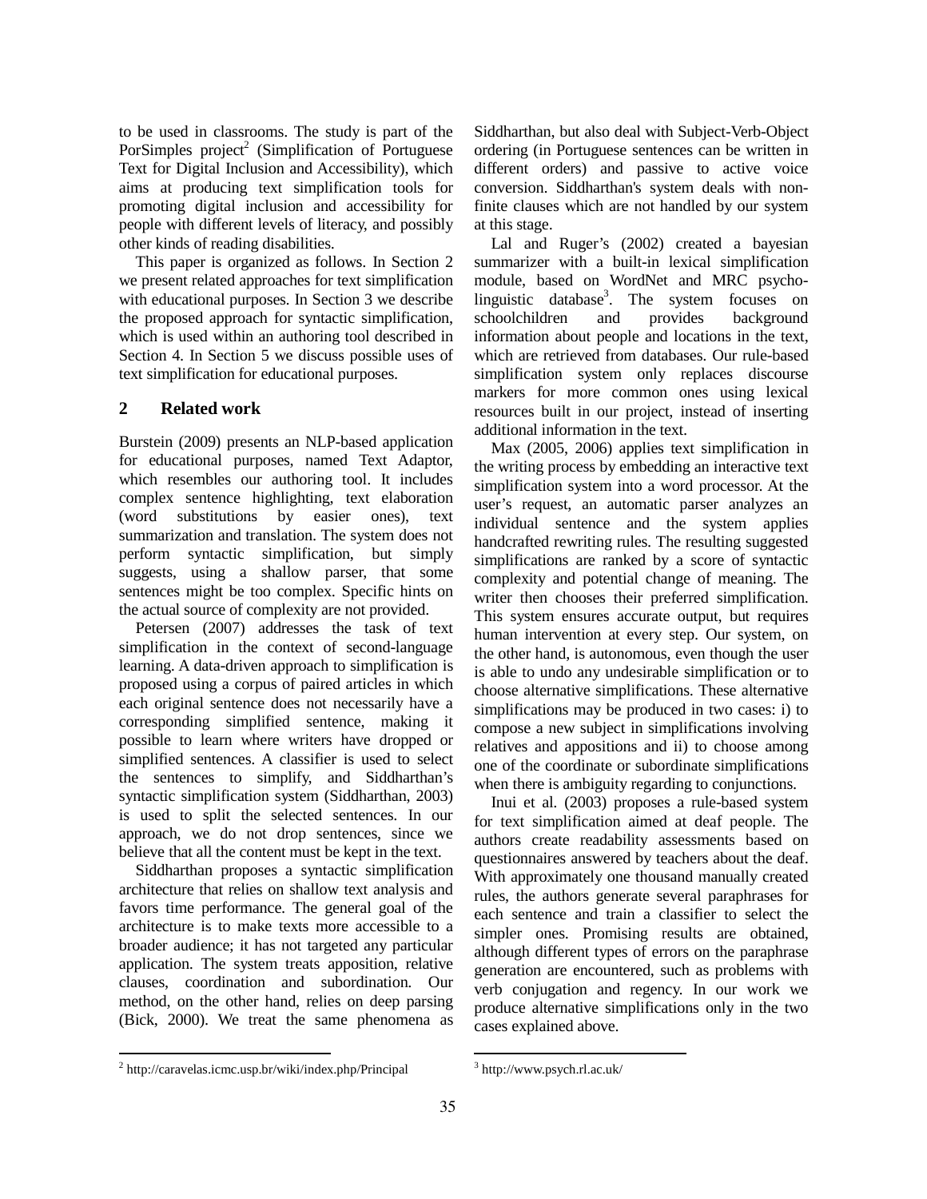to be used in classrooms. The study is part of the PorSimples project[2] (Simplification of Portuguese Text for Digital Inclusion and Accessibility), which aims at producing text simplification tools for promoting digital inclusion and accessibility for people with different levels of literacy, and possibly other kinds of reading disabilities.

This paper is organized as follows. In Section 2 we present related approaches for text simplification with educational purposes. In Section 3 we describe the proposed approach for syntactic simplification, which is used within an authoring tool described in Section 4. In Section 5 we discuss possible uses of text simplification for educational purposes.

## 2 Related work

Burstein (2009) presents an NLP-based application for educational purposes, named Text Adaptor, which resembles our authoring tool. It includes complex sentence highlighting, text elaboration (word substitutions by easier ones), text summarization and translation. The system does not perform syntactic simplification, but simply suggests, using a shallow parser, that some sentences might be too complex. Specific hints on the actual source of complexity are not provided.

Petersen (2007) addresses the task of text simplification in the context of second-language learning. A data-driven approach to simplification is proposed using a corpus of paired articles in which each original sentence does not necessarily have a corresponding simplified sentence, making it possible to learn where writers have dropped or simplified sentences. A classifier is used to select the sentences to simplify, and Siddharthan's syntactic simplification system (Siddharthan, 2003) is used to split the selected sentences. In our approach, we do not drop sentences, since we believe that all the content must be kept in the text.

Siddharthan proposes a syntactic simplification architecture that relies on shallow text analysis and favors time performance. The general goal of the architecture is to make texts more accessible to a broader audience; it has not targeted any particular application. The system treats apposition, relative clauses, coordination and subordination. Our method, on the other hand, relies on deep parsing (Bick, 2000). We treat the same phenomena as Siddharthan, but also deal with Subject-Verb-Object ordering (in Portuguese sentences can be written in different orders) and passive to active voice conversion. Siddharthan's system deals with non-finite clauses which are not handled by our system at this stage.

Lal and Ruger's (2002) created a bayesian summarizer with a built-in lexical simplification module, based on WordNet and MRC psycho-linguistic database[3]. The system focuses on schoolchildren and provides background information about people and locations in the text, which are retrieved from databases. Our rule-based simplification system only replaces discourse markers for more common ones using lexical resources built in our project, instead of inserting additional information in the text.

Max (2005, 2006) applies text simplification in the writing process by embedding an interactive text simplification system into a word processor. At the user's request, an automatic parser analyzes an individual sentence and the system applies handcrafted rewriting rules. The resulting suggested simplifications are ranked by a score of syntactic complexity and potential change of meaning. The writer then chooses their preferred simplification. This system ensures accurate output, but requires human intervention at every step. Our system, on the other hand, is autonomous, even though the user is able to undo any undesirable simplification or to choose alternative simplifications. These alternative simplifications may be produced in two cases: i) to compose a new subject in simplifications involving relatives and appositions and ii) to choose among one of the coordinate or subordinate simplifications when there is ambiguity regarding to conjunctions.

Inui et al. (2003) proposes a rule-based system for text simplification aimed at deaf people. The authors create readability assessments based on questionnaires answered by teachers about the deaf. With approximately one thousand manually created rules, the authors generate several paraphrases for each sentence and train a classifier to select the simpler ones. Promising results are obtained, although different types of errors on the paraphrase generation are encountered, such as problems with verb conjugation and regency. In our work we produce alternative simplifications only in the two cases explained above.

[2] http://caravelas.icmc.usp.br/wiki/index.php/Principal

[3] http://www.psych.rl.ac.uk/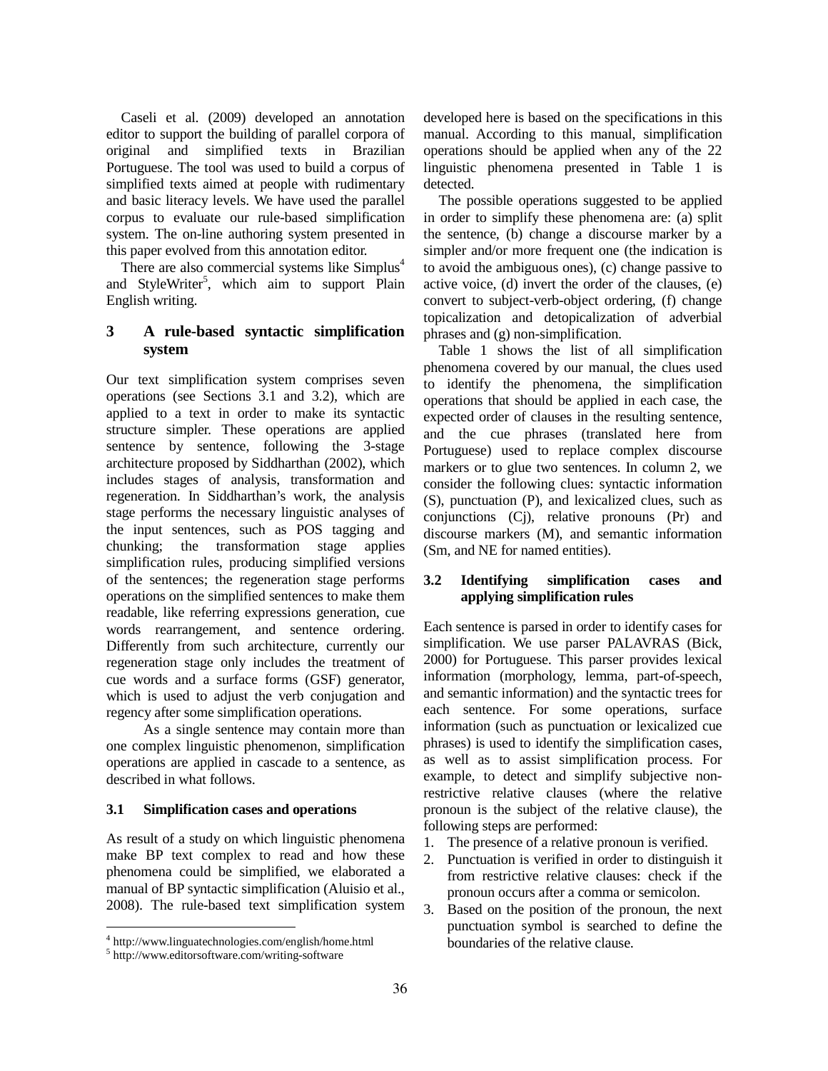Caseli et al. (2009) developed an annotation editor to support the building of parallel corpora of original and simplified texts in Brazilian Portuguese. The tool was used to build a corpus of simplified texts aimed at people with rudimentary and basic literacy levels. We have used the parallel corpus to evaluate our rule-based simplification system. The on-line authoring system presented in this paper evolved from this annotation editor.

There are also commercial systems like Simplus[4] and StyleWriter[5], which aim to support Plain English writing.

## 3 A rule-based syntactic simplification system

Our text simplification system comprises seven operations (see Sections 3.1 and 3.2), which are applied to a text in order to make its syntactic structure simpler. These operations are applied sentence by sentence, following the 3-stage architecture proposed by Siddharthan (2002), which includes stages of analysis, transformation and regeneration. In Siddharthan's work, the analysis stage performs the necessary linguistic analyses of the input sentences, such as POS tagging and chunking; the transformation stage applies simplification rules, producing simplified versions of the sentences; the regeneration stage performs operations on the simplified sentences to make them readable, like referring expressions generation, cue words rearrangement, and sentence ordering. Differently from such architecture, currently our regeneration stage only includes the treatment of cue words and a surface forms (GSF) generator, which is used to adjust the verb conjugation and regency after some simplification operations.

As a single sentence may contain more than one complex linguistic phenomenon, simplification operations are applied in cascade to a sentence, as described in what follows.

### 3.1 Simplification cases and operations

As result of a study on which linguistic phenomena make BP text complex to read and how these phenomena could be simplified, we elaborated a manual of BP syntactic simplification (Aluisio et al., 2008). The rule-based text simplification system developed here is based on the specifications in this manual. According to this manual, simplification operations should be applied when any of the 22 linguistic phenomena presented in Table 1 is detected.

The possible operations suggested to be applied in order to simplify these phenomena are: (a) split the sentence, (b) change a discourse marker by a simpler and/or more frequent one (the indication is to avoid the ambiguous ones), (c) change passive to active voice, (d) invert the order of the clauses, (e) convert to subject-verb-object ordering, (f) change topicalization and detopicalization of adverbial phrases and (g) non-simplification.

Table 1 shows the list of all simplification phenomena covered by our manual, the clues used to identify the phenomena, the simplification operations that should be applied in each case, the expected order of clauses in the resulting sentence, and the cue phrases (translated here from Portuguese) used to replace complex discourse markers or to glue two sentences. In column 2, we consider the following clues: syntactic information (S), punctuation (P), and lexicalized clues, such as conjunctions (Cj), relative pronouns (Pr) and discourse markers (M), and semantic information (Sm, and NE for named entities).

### 3.2 Identifying simplification cases and applying simplification rules

Each sentence is parsed in order to identify cases for simplification. We use parser PALAVRAS (Bick, 2000) for Portuguese. This parser provides lexical information (morphology, lemma, part-of-speech, and semantic information) and the syntactic trees for each sentence. For some operations, surface information (such as punctuation or lexicalized cue phrases) is used to identify the simplification cases, as well as to assist simplification process. For example, to detect and simplify subjective non-restrictive relative clauses (where the relative pronoun is the subject of the relative clause), the following steps are performed:

1. The presence of a relative pronoun is verified.
2. Punctuation is verified in order to distinguish it from restrictive relative clauses: check if the pronoun occurs after a comma or semicolon.
3. Based on the position of the pronoun, the next punctuation symbol is searched to define the boundaries of the relative clause.

[4] http://www.linguatechnologies.com/english/home.html
[5] http://www.editorsoftware.com/writing-software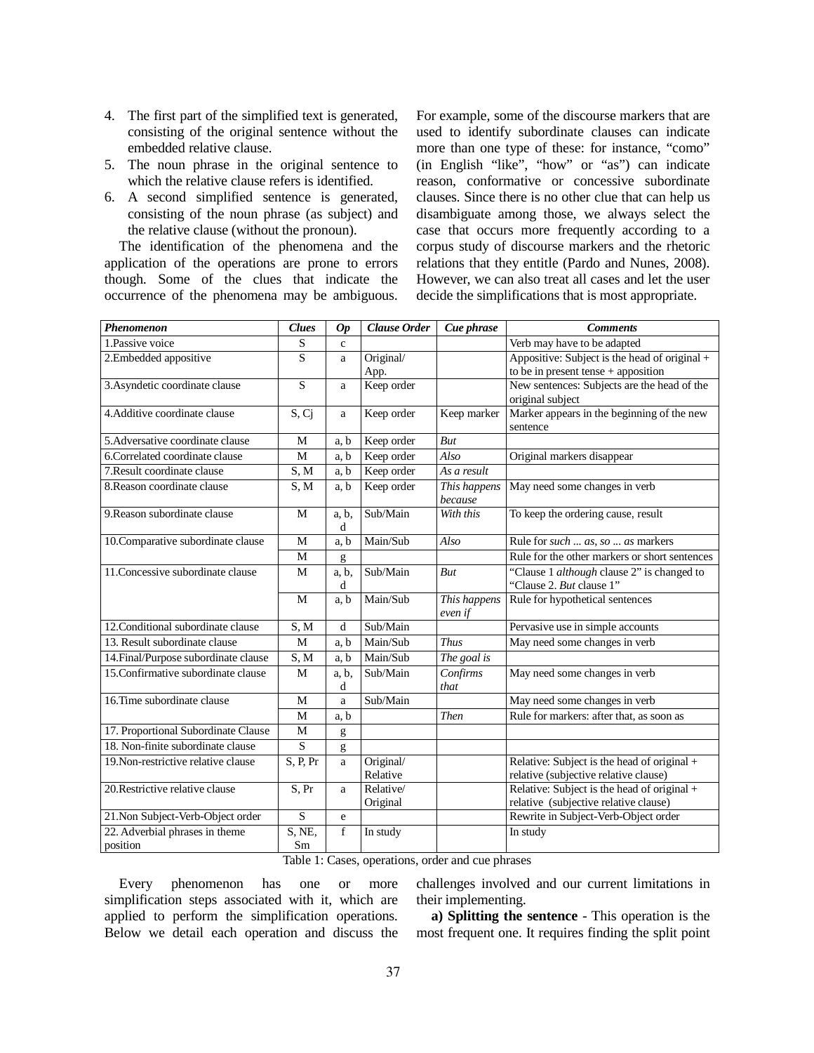4. The first part of the simplified text is generated, consisting of the original sentence without the embedded relative clause.
5. The noun phrase in the original sentence to which the relative clause refers is identified.
6. A second simplified sentence is generated, consisting of the noun phrase (as subject) and the relative clause (without the pronoun).

The identification of the phenomena and the application of the operations are prone to errors though. Some of the clues that indicate the occurrence of the phenomena may be ambiguous. For example, some of the discourse markers that are used to identify subordinate clauses can indicate more than one type of these: for instance, "como" (in English "like", "how" or "as") can indicate reason, conformative or concessive subordinate clauses. Since there is no other clue that can help us disambiguate among those, we always select the case that occurs more frequently according to a corpus study of discourse markers and the rhetoric relations that they entitle (Pardo and Nunes, 2008). However, we can also treat all cases and let the user decide the simplifications that is most appropriate.

| *Phenomenon* | *Clues* | *Op* | *Clause Order* | *Cue phrase* | *Comments* |
|---|---|---|---|---|---|
| 1.Passive voice | S | c | | | Verb may have to be adapted |
| 2.Embedded appositive | S | a | Original/ App. | | Appositive: Subject is the head of original + to be in present tense + apposition |
| 3.Asyndetic coordinate clause | S | a | Keep order | | New sentences: Subjects are the head of the original subject |
| 4.Additive coordinate clause | S, Cj | a | Keep order | Keep marker | Marker appears in the beginning of the new sentence |
| 5.Adversative coordinate clause | M | a, b | Keep order | *But* | |
| 6.Correlated coordinate clause | M | a, b | Keep order | *Also* | Original markers disappear |
| 7.Result coordinate clause | S, M | a, b | Keep order | *As a result* | |
| 8.Reason coordinate clause | S, M | a, b | Keep order | *This happens because* | May need some changes in verb |
| 9.Reason subordinate clause | M | a, b, d | Sub/Main | *With this* | To keep the ordering cause, result |
| 10.Comparative subordinate clause | M | a, b | Main/Sub | *Also* | Rule for *such ... as*, *so ... as* markers |
| | M | g | | | Rule for the other markers or short sentences |
| 11.Concessive subordinate clause | M | a, b, d | Sub/Main | *But* | "Clause 1 *although* clause 2" is changed to "Clause 2. *But* clause 1" |
| | M | a, b | Main/Sub | *This happens even if* | Rule for hypothetical sentences |
| 12.Conditional subordinate clause | S, M | d | Sub/Main | | Pervasive use in simple accounts |
| 13. Result subordinate clause | M | a, b | Main/Sub | *Thus* | May need some changes in verb |
| 14.Final/Purpose subordinate clause | S, M | a, b | Main/Sub | *The goal is* | |
| 15.Confirmative subordinate clause | M | a, b, d | Sub/Main | *Confirms that* | May need some changes in verb |
| 16.Time subordinate clause | M | a | Sub/Main | | May need some changes in verb |
| | M | a, b | | *Then* | Rule for markers: after that, as soon as |
| 17. Proportional Subordinate Clause | M | g | | | |
| 18. Non-finite subordinate clause | S | g | | | |
| 19.Non-restrictive relative clause | S, P, Pr | a | Original/ Relative | | Relative: Subject is the head of original + relative (subjective relative clause) |
| 20.Restrictive relative clause | S, Pr | a | Relative/ Original | | Relative: Subject is the head of original + relative (subjective relative clause) |
| 21.Non Subject-Verb-Object order | S | e | | | Rewrite in Subject-Verb-Object order |
| 22. Adverbial phrases in theme position | S, NE, Sm | f | In study | | In study |

Table 1: Cases, operations, order and cue phrases

Every phenomenon has one or more simplification steps associated with it, which are applied to perform the simplification operations. Below we detail each operation and discuss the challenges involved and our current limitations in their implementing.

**a) Splitting the sentence** - This operation is the most frequent one. It requires finding the split point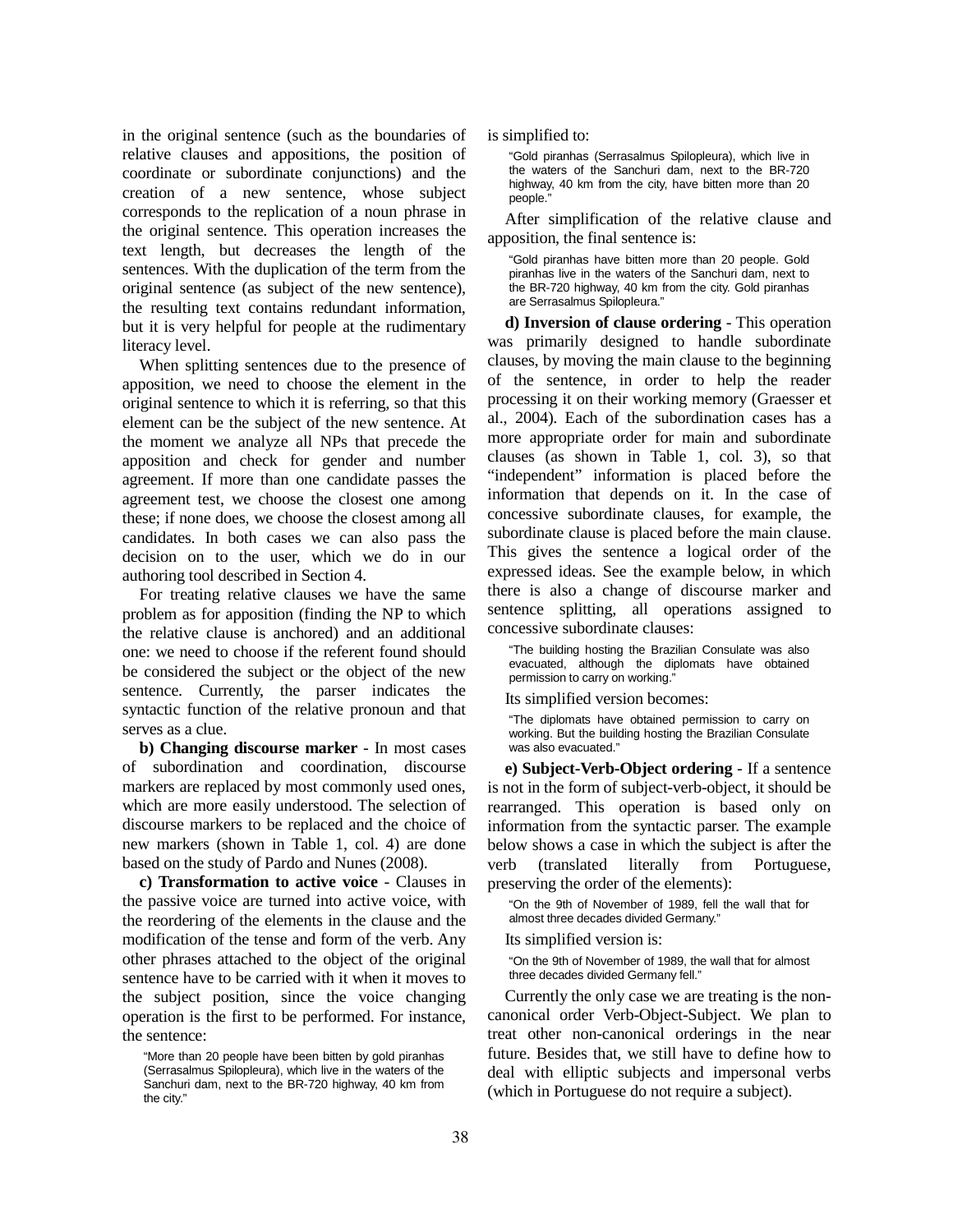in the original sentence (such as the boundaries of relative clauses and appositions, the position of coordinate or subordinate conjunctions) and the creation of a new sentence, whose subject corresponds to the replication of a noun phrase in the original sentence. This operation increases the text length, but decreases the length of the sentences. With the duplication of the term from the original sentence (as subject of the new sentence), the resulting text contains redundant information, but it is very helpful for people at the rudimentary literacy level.

When splitting sentences due to the presence of apposition, we need to choose the element in the original sentence to which it is referring, so that this element can be the subject of the new sentence. At the moment we analyze all NPs that precede the apposition and check for gender and number agreement. If more than one candidate passes the agreement test, we choose the closest one among these; if none does, we choose the closest among all candidates. In both cases we can also pass the decision on to the user, which we do in our authoring tool described in Section 4.

For treating relative clauses we have the same problem as for apposition (finding the NP to which the relative clause is anchored) and an additional one: we need to choose if the referent found should be considered the subject or the object of the new sentence. Currently, the parser indicates the syntactic function of the relative pronoun and that serves as a clue.

**b) Changing discourse marker** - In most cases of subordination and coordination, discourse markers are replaced by most commonly used ones, which are more easily understood. The selection of discourse markers to be replaced and the choice of new markers (shown in Table 1, col. 4) are done based on the study of Pardo and Nunes (2008).

**c) Transformation to active voice** - Clauses in the passive voice are turned into active voice, with the reordering of the elements in the clause and the modification of the tense and form of the verb. Any other phrases attached to the object of the original sentence have to be carried with it when it moves to the subject position, since the voice changing operation is the first to be performed. For instance, the sentence:

> "More than 20 people have been bitten by gold piranhas (Serrasalmus Spilopleura), which live in the waters of the Sanchuri dam, next to the BR-720 highway, 40 km from the city."

is simplified to:

> "Gold piranhas (Serrasalmus Spilopleura), which live in the waters of the Sanchuri dam, next to the BR-720 highway, 40 km from the city, have bitten more than 20 people."

After simplification of the relative clause and apposition, the final sentence is:

> "Gold piranhas have bitten more than 20 people. Gold piranhas live in the waters of the Sanchuri dam, next to the BR-720 highway, 40 km from the city. Gold piranhas are Serrasalmus Spilopleura."

**d) Inversion of clause ordering** - This operation was primarily designed to handle subordinate clauses, by moving the main clause to the beginning of the sentence, in order to help the reader processing it on their working memory (Graesser et al., 2004). Each of the subordination cases has a more appropriate order for main and subordinate clauses (as shown in Table 1, col. 3), so that "independent" information is placed before the information that depends on it. In the case of concessive subordinate clauses, for example, the subordinate clause is placed before the main clause. This gives the sentence a logical order of the expressed ideas. See the example below, in which there is also a change of discourse marker and sentence splitting, all operations assigned to concessive subordinate clauses:

> "The building hosting the Brazilian Consulate was also evacuated, although the diplomats have obtained permission to carry on working."

Its simplified version becomes:

> "The diplomats have obtained permission to carry on working. But the building hosting the Brazilian Consulate was also evacuated."

**e) Subject-Verb-Object ordering** - If a sentence is not in the form of subject-verb-object, it should be rearranged. This operation is based only on information from the syntactic parser. The example below shows a case in which the subject is after the verb (translated literally from Portuguese, preserving the order of the elements):

> "On the 9th of November of 1989, fell the wall that for almost three decades divided Germany."

Its simplified version is:

> "On the 9th of November of 1989, the wall that for almost three decades divided Germany fell."

Currently the only case we are treating is the non-canonical order Verb-Object-Subject. We plan to treat other non-canonical orderings in the near future. Besides that, we still have to define how to deal with elliptic subjects and impersonal verbs (which in Portuguese do not require a subject).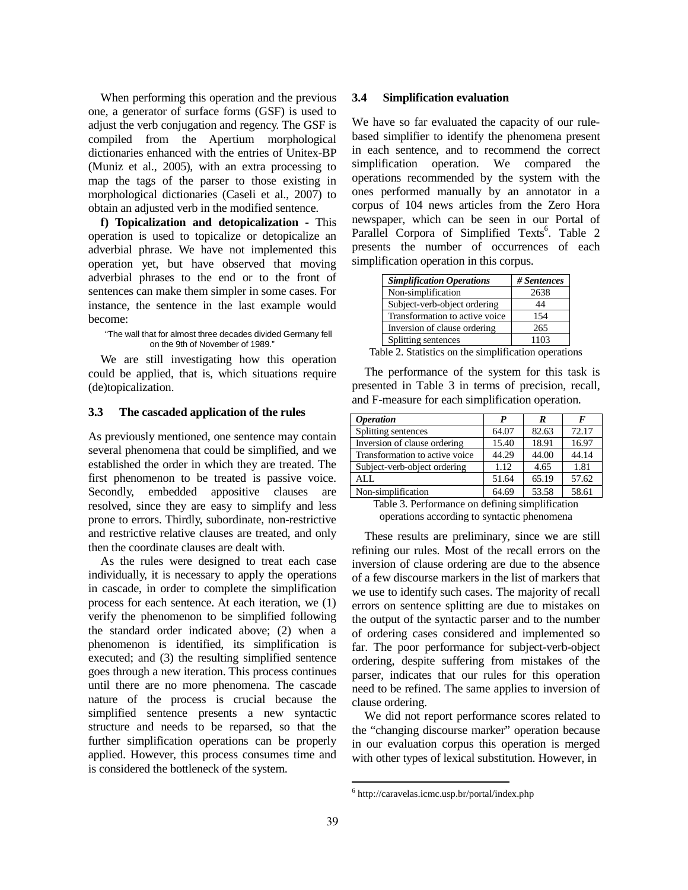When performing this operation and the previous one, a generator of surface forms (GSF) is used to adjust the verb conjugation and regency. The GSF is compiled from the Apertium morphological dictionaries enhanced with the entries of Unitex-BP (Muniz et al., 2005), with an extra processing to map the tags of the parser to those existing in morphological dictionaries (Caseli et al., 2007) to obtain an adjusted verb in the modified sentence.

**f) Topicalization and detopicalization** - This operation is used to topicalize or detopicalize an adverbial phrase. We have not implemented this operation yet, but have observed that moving adverbial phrases to the end or to the front of sentences can make them simpler in some cases. For instance, the sentence in the last example would become:

> "The wall that for almost three decades divided Germany fell on the 9th of November of 1989."

We are still investigating how this operation could be applied, that is, which situations require (de)topicalization.

### 3.3 The cascaded application of the rules

As previously mentioned, one sentence may contain several phenomena that could be simplified, and we established the order in which they are treated. The first phenomenon to be treated is passive voice. Secondly, embedded appositive clauses are resolved, since they are easy to simplify and less prone to errors. Thirdly, subordinate, non-restrictive and restrictive relative clauses are treated, and only then the coordinate clauses are dealt with.

As the rules were designed to treat each case individually, it is necessary to apply the operations in cascade, in order to complete the simplification process for each sentence. At each iteration, we (1) verify the phenomenon to be simplified following the standard order indicated above; (2) when a phenomenon is identified, its simplification is executed; and (3) the resulting simplified sentence goes through a new iteration. This process continues until there are no more phenomena. The cascade nature of the process is crucial because the simplified sentence presents a new syntactic structure and needs to be reparsed, so that the further simplification operations can be properly applied. However, this process consumes time and is considered the bottleneck of the system.

### 3.4 Simplification evaluation

We have so far evaluated the capacity of our rule-based simplifier to identify the phenomena present in each sentence, and to recommend the correct simplification operation. We compared the operations recommended by the system with the ones performed manually by an annotator in a corpus of 104 news articles from the Zero Hora newspaper, which can be seen in our Portal of Parallel Corpora of Simplified Texts[6]. Table 2 presents the number of occurrences of each simplification operation in this corpus.

| *Simplification Operations* | *# Sentences* |
|---|---|
| Non-simplification | 2638 |
| Subject-verb-object ordering | 44 |
| Transformation to active voice | 154 |
| Inversion of clause ordering | 265 |
| Splitting sentences | 1103 |

Table 2. Statistics on the simplification operations

The performance of the system for this task is presented in Table 3 in terms of precision, recall, and F-measure for each simplification operation.

| *Operation* | *P* | *R* | *F* |
|---|---|---|---|
| Splitting sentences | 64.07 | 82.63 | 72.17 |
| Inversion of clause ordering | 15.40 | 18.91 | 16.97 |
| Transformation to active voice | 44.29 | 44.00 | 44.14 |
| Subject-verb-object ordering | 1.12 | 4.65 | 1.81 |
| ALL | 51.64 | 65.19 | 57.62 |
| Non-simplification | 64.69 | 53.58 | 58.61 |

Table 3. Performance on defining simplification operations according to syntactic phenomena

These results are preliminary, since we are still refining our rules. Most of the recall errors on the inversion of clause ordering are due to the absence of a few discourse markers in the list of markers that we use to identify such cases. The majority of recall errors on sentence splitting are due to mistakes on the output of the syntactic parser and to the number of ordering cases considered and implemented so far. The poor performance for subject-verb-object ordering, despite suffering from mistakes of the parser, indicates that our rules for this operation need to be refined. The same applies to inversion of clause ordering.

We did not report performance scores related to the "changing discourse marker" operation because in our evaluation corpus this operation is merged with other types of lexical substitution. However, in

[6] http://caravelas.icmc.usp.br/portal/index.php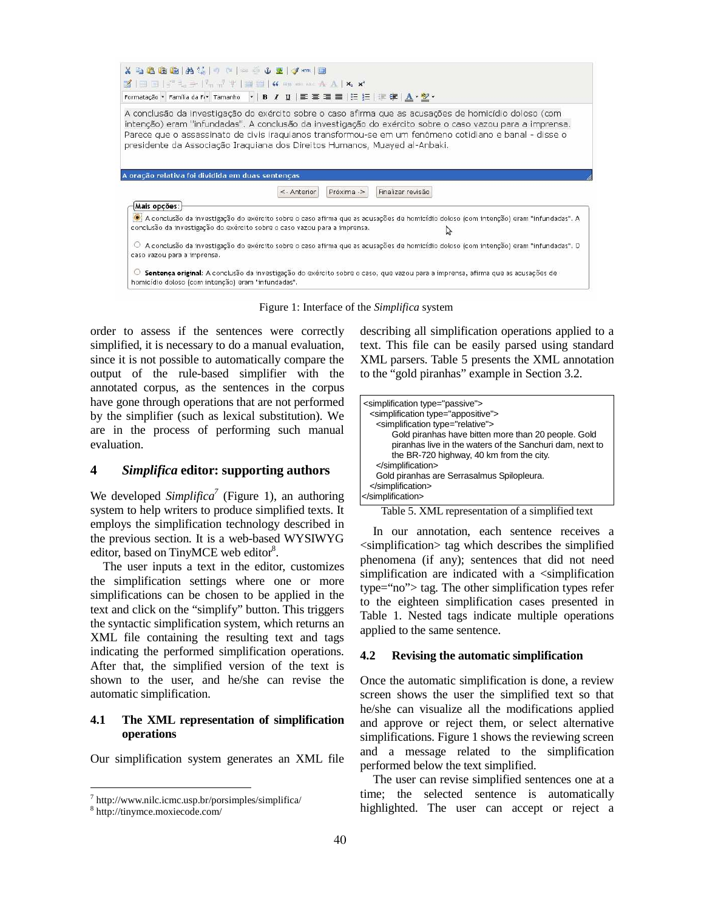Figure 1: Interface of the *Simplifica* system

order to assess if the sentences were correctly simplified, it is necessary to do a manual evaluation, since it is not possible to automatically compare the output of the rule-based simplifier with the annotated corpus, as the sentences in the corpus have gone through operations that are not performed by the simplifier (such as lexical substitution). We are in the process of performing such manual evaluation.

## 4 *Simplifica* editor: supporting authors

We developed *Simplifica*[7] (Figure 1), an authoring system to help writers to produce simplified texts. It employs the simplification technology described in the previous section. It is a web-based WYSIWYG editor, based on TinyMCE web editor[8].

The user inputs a text in the editor, customizes the simplification settings where one or more simplifications can be chosen to be applied in the text and click on the "simplify" button. This triggers the syntactic simplification system, which returns an XML file containing the resulting text and tags indicating the performed simplification operations. After that, the simplified version of the text is shown to the user, and he/she can revise the automatic simplification.

### 4.1 The XML representation of simplification operations

Our simplification system generates an XML file describing all simplification operations applied to a text. This file can be easily parsed using standard XML parsers. Table 5 presents the XML annotation to the "gold piranhas" example in Section 3.2.

```
<simplification type="passive">
  <simplification type="appositive">
    <simplification type="relative">
        Gold piranhas have bitten more than 20 people. Gold
        piranhas live in the waters of the Sanchuri dam, next to
        the BR-720 highway, 40 km from the city.
    </simplification>
    Gold piranhas are Serrasalmus Spilopleura.
  </simplification>
</simplification>
```

Table 5. XML representation of a simplified text

In our annotation, each sentence receives a <simplification> tag which describes the simplified phenomena (if any); sentences that did not need simplification are indicated with a <simplification type="no"> tag. The other simplification types refer to the eighteen simplification cases presented in Table 1. Nested tags indicate multiple operations applied to the same sentence.

### 4.2 Revising the automatic simplification

Once the automatic simplification is done, a review screen shows the user the simplified text so that he/she can visualize all the modifications applied and approve or reject them, or select alternative simplifications. Figure 1 shows the reviewing screen and a message related to the simplification performed below the text simplified.

The user can revise simplified sentences one at a time; the selected sentence is automatically highlighted. The user can accept or reject a

[7] http://www.nilc.icmc.usp.br/porsimples/simplifica/
[8] http://tinymce.moxiecode.com/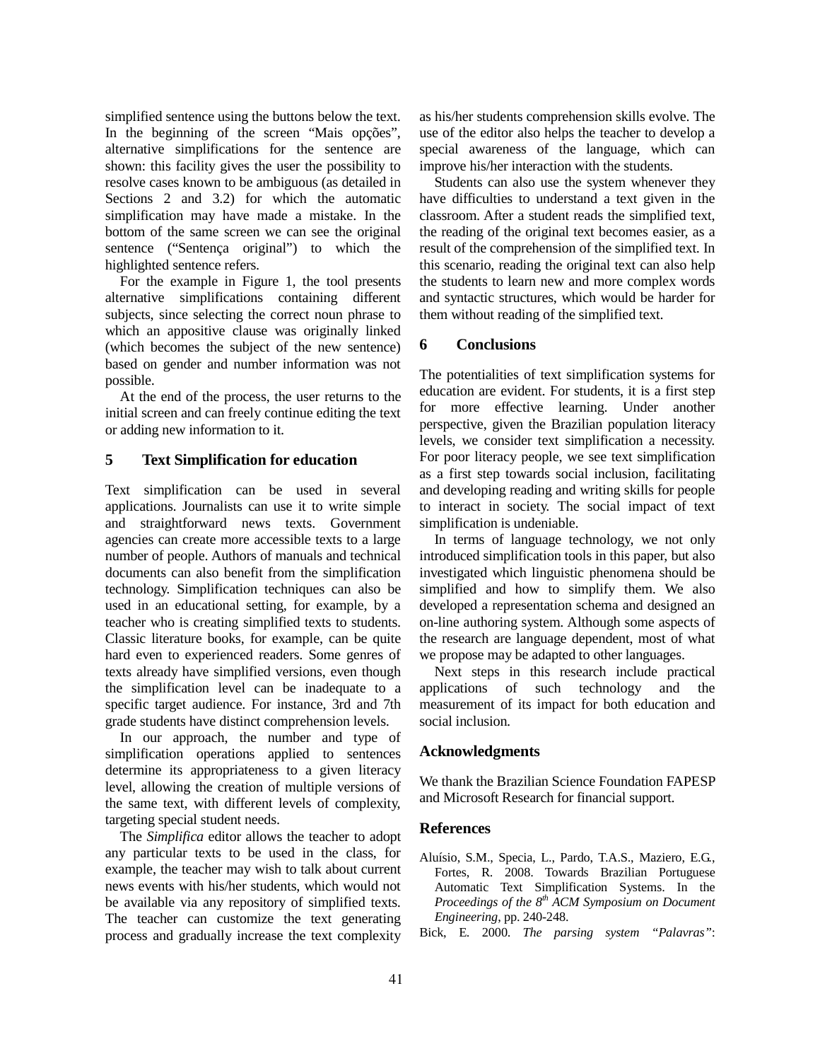simplified sentence using the buttons below the text. In the beginning of the screen "Mais opções", alternative simplifications for the sentence are shown: this facility gives the user the possibility to resolve cases known to be ambiguous (as detailed in Sections 2 and 3.2) for which the automatic simplification may have made a mistake. In the bottom of the same screen we can see the original sentence ("Sentença original") to which the highlighted sentence refers.

For the example in Figure 1, the tool presents alternative simplifications containing different subjects, since selecting the correct noun phrase to which an appositive clause was originally linked (which becomes the subject of the new sentence) based on gender and number information was not possible.

At the end of the process, the user returns to the initial screen and can freely continue editing the text or adding new information to it.

## 5 Text Simplification for education

Text simplification can be used in several applications. Journalists can use it to write simple and straightforward news texts. Government agencies can create more accessible texts to a large number of people. Authors of manuals and technical documents can also benefit from the simplification technology. Simplification techniques can also be used in an educational setting, for example, by a teacher who is creating simplified texts to students. Classic literature books, for example, can be quite hard even to experienced readers. Some genres of texts already have simplified versions, even though the simplification level can be inadequate to a specific target audience. For instance, 3rd and 7th grade students have distinct comprehension levels.

In our approach, the number and type of simplification operations applied to sentences determine its appropriateness to a given literacy level, allowing the creation of multiple versions of the same text, with different levels of complexity, targeting special student needs.

The *Simplifica* editor allows the teacher to adopt any particular texts to be used in the class, for example, the teacher may wish to talk about current news events with his/her students, which would not be available via any repository of simplified texts. The teacher can customize the text generating process and gradually increase the text complexity as his/her students comprehension skills evolve. The use of the editor also helps the teacher to develop a special awareness of the language, which can improve his/her interaction with the students.

Students can also use the system whenever they have difficulties to understand a text given in the classroom. After a student reads the simplified text, the reading of the original text becomes easier, as a result of the comprehension of the simplified text. In this scenario, reading the original text can also help the students to learn new and more complex words and syntactic structures, which would be harder for them without reading of the simplified text.

## 6 Conclusions

The potentialities of text simplification systems for education are evident. For students, it is a first step for more effective learning. Under another perspective, given the Brazilian population literacy levels, we consider text simplification a necessity. For poor literacy people, we see text simplification as a first step towards social inclusion, facilitating and developing reading and writing skills for people to interact in society. The social impact of text simplification is undeniable.

In terms of language technology, we not only introduced simplification tools in this paper, but also investigated which linguistic phenomena should be simplified and how to simplify them. We also developed a representation schema and designed an on-line authoring system. Although some aspects of the research are language dependent, most of what we propose may be adapted to other languages.

Next steps in this research include practical applications of such technology and the measurement of its impact for both education and social inclusion.

## Acknowledgments

We thank the Brazilian Science Foundation FAPESP and Microsoft Research for financial support.

## References

Aluísio, S.M., Specia, L., Pardo, T.A.S., Maziero, E.G., Fortes, R. 2008. Towards Brazilian Portuguese Automatic Text Simplification Systems. In the *Proceedings of the 8th ACM Symposium on Document Engineering*, pp. 240-248.

Bick, E. 2000. *The parsing system "Palavras"*: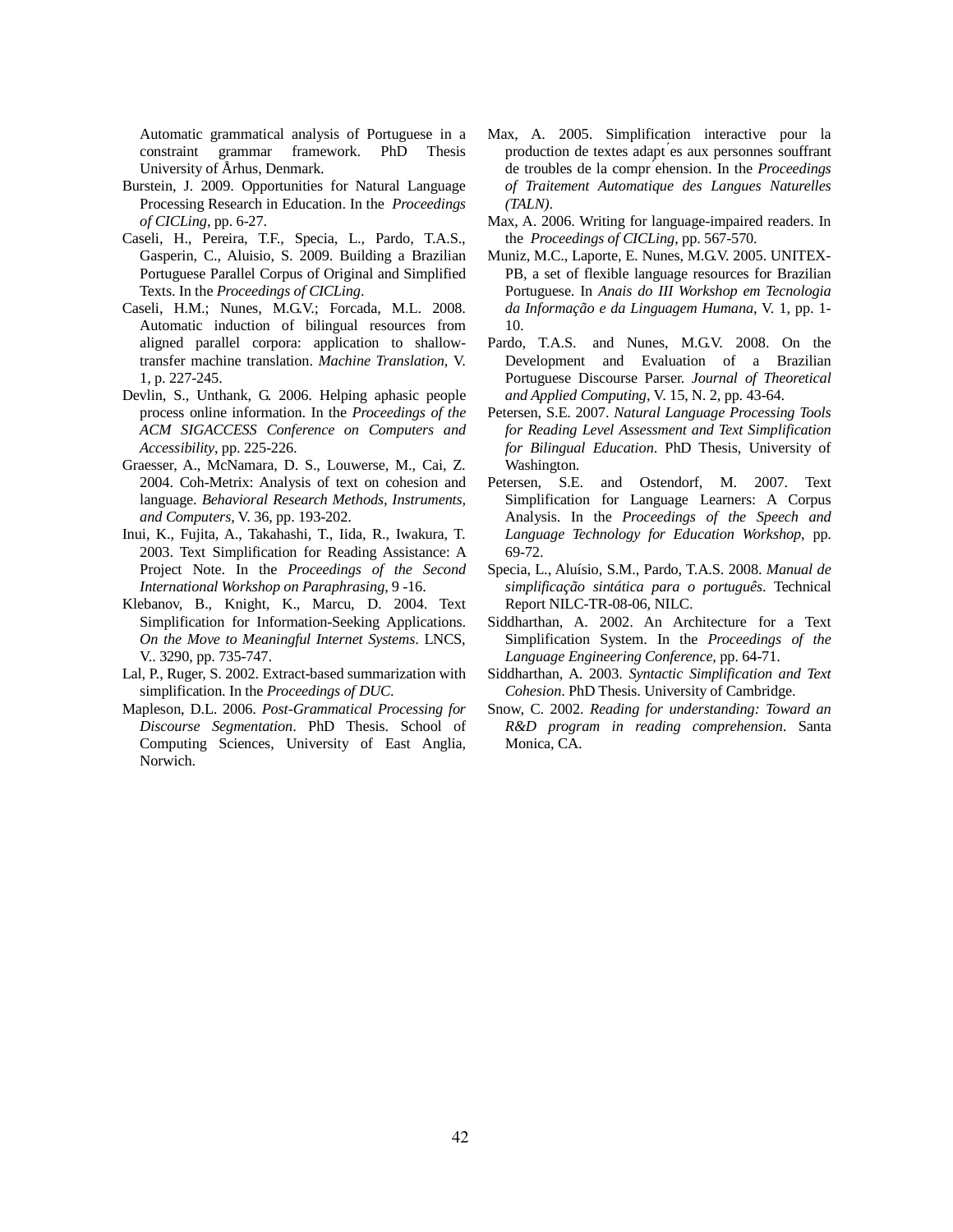Automatic grammatical analysis of Portuguese in a constraint grammar framework. PhD Thesis University of Århus, Denmark.

Burstein, J. 2009. Opportunities for Natural Language Processing Research in Education. In the *Proceedings of CICLing*, pp. 6-27.

Caseli, H., Pereira, T.F., Specia, L., Pardo, T.A.S., Gasperin, C., Aluisio, S. 2009. Building a Brazilian Portuguese Parallel Corpus of Original and Simplified Texts. In the *Proceedings of CICLing*.

Caseli, H.M.; Nunes, M.G.V.; Forcada, M.L. 2008. Automatic induction of bilingual resources from aligned parallel corpora: application to shallow-transfer machine translation. *Machine Translation*, V. 1, p. 227-245.

Devlin, S., Unthank, G. 2006. Helping aphasic people process online information. In the *Proceedings of the ACM SIGACCESS Conference on Computers and Accessibility*, pp. 225-226.

Graesser, A., McNamara, D. S., Louwerse, M., Cai, Z. 2004. Coh-Metrix: Analysis of text on cohesion and language. *Behavioral Research Methods, Instruments, and Computers*, V. 36, pp. 193-202.

Inui, K., Fujita, A., Takahashi, T., Iida, R., Iwakura, T. 2003. Text Simplification for Reading Assistance: A Project Note. In the *Proceedings of the Second International Workshop on Paraphrasing*, 9 -16.

Klebanov, B., Knight, K., Marcu, D. 2004. Text Simplification for Information-Seeking Applications. *On the Move to Meaningful Internet Systems*. LNCS, V.. 3290, pp. 735-747.

Lal, P., Ruger, S. 2002. Extract-based summarization with simplification. In the *Proceedings of DUC*.

Mapleson, D.L. 2006. *Post-Grammatical Processing for Discourse Segmentation*. PhD Thesis. School of Computing Sciences, University of East Anglia, Norwich.

Max, A. 2005. Simplification interactive pour la production de textes adapt ́es aux personnes souffrant de troubles de la compr ́ehension. In the *Proceedings of Traitement Automatique des Langues Naturelles (TALN)*.

Max, A. 2006. Writing for language-impaired readers. In the *Proceedings of CICLing*, pp. 567-570.

Muniz, M.C., Laporte, E. Nunes, M.G.V. 2005. UNITEX-PB, a set of flexible language resources for Brazilian Portuguese. In *Anais do III Workshop em Tecnologia da Informação e da Linguagem Humana*, V. 1, pp. 1-10.

Pardo, T.A.S. and Nunes, M.G.V. 2008. On the Development and Evaluation of a Brazilian Portuguese Discourse Parser. *Journal of Theoretical and Applied Computing*, V. 15, N. 2, pp. 43-64.

Petersen, S.E. 2007. *Natural Language Processing Tools for Reading Level Assessment and Text Simplification for Bilingual Education*. PhD Thesis, University of Washington.

Petersen, S.E. and Ostendorf, M. 2007. Text Simplification for Language Learners: A Corpus Analysis. In the *Proceedings of the Speech and Language Technology for Education Workshop*, pp. 69-72.

Specia, L., Aluísio, S.M., Pardo, T.A.S. 2008. *Manual de simplificação sintática para o português*. Technical Report NILC-TR-08-06, NILC.

Siddharthan, A. 2002. An Architecture for a Text Simplification System. In the *Proceedings of the Language Engineering Conference*, pp. 64-71.

Siddharthan, A. 2003. *Syntactic Simplification and Text Cohesion*. PhD Thesis. University of Cambridge.

Snow, C. 2002. *Reading for understanding: Toward an R&D program in reading comprehension*. Santa Monica, CA.